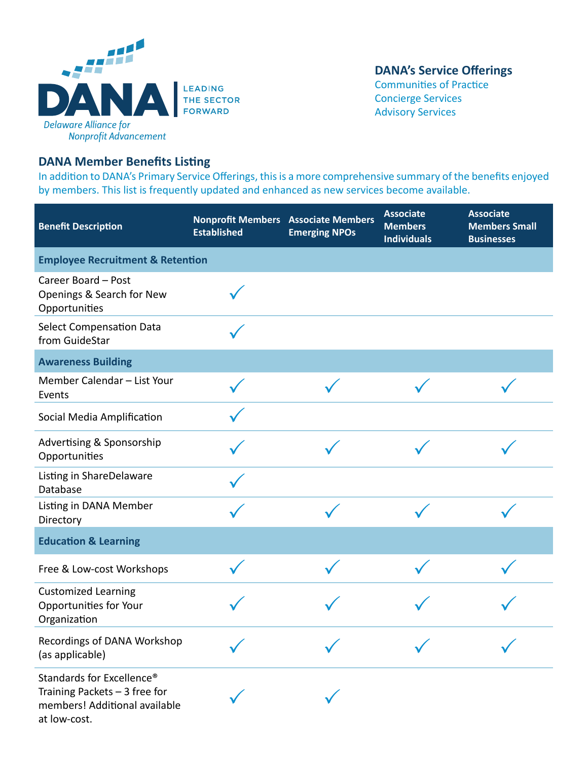DANA | LEADING THE SECTOR FORWARD

*Delaware Alliance for Nonprofit Advancement*

**DANA's Service Offerings**

Communities of Practice
Concierge Services
Advisory Services

## DANA Member Benefits Listing

In addition to DANA's Primary Service Offerings, this is a more comprehensive summary of the benefits enjoyed by members. This list is frequently updated and enhanced as new services become available.

| Benefit Description | Nonprofit Members Established | Associate Members Emerging NPOs | Associate Members Individuals | Associate Members Small Businesses |
|---|---|---|---|---|
| **Employee Recruitment & Retention** | | | | |
| Career Board – Post Openings & Search for New Opportunities | ✓ | | | |
| Select Compensation Data from GuideStar | ✓ | | | |
| **Awareness Building** | | | | |
| Member Calendar – List Your Events | ✓ | ✓ | ✓ | ✓ |
| Social Media Amplification | ✓ | | | |
| Advertising & Sponsorship Opportunities | ✓ | ✓ | ✓ | ✓ |
| Listing in ShareDelaware Database | ✓ | | | |
| Listing in DANA Member Directory | ✓ | ✓ | ✓ | ✓ |
| **Education & Learning** | | | | |
| Free & Low-cost Workshops | ✓ | ✓ | ✓ | ✓ |
| Customized Learning Opportunities for Your Organization | ✓ | ✓ | ✓ | ✓ |
| Recordings of DANA Workshop (as applicable) | ✓ | ✓ | ✓ | ✓ |
| Standards for Excellence® Training Packets – 3 free for members! Additional available at low-cost. | ✓ | ✓ | | |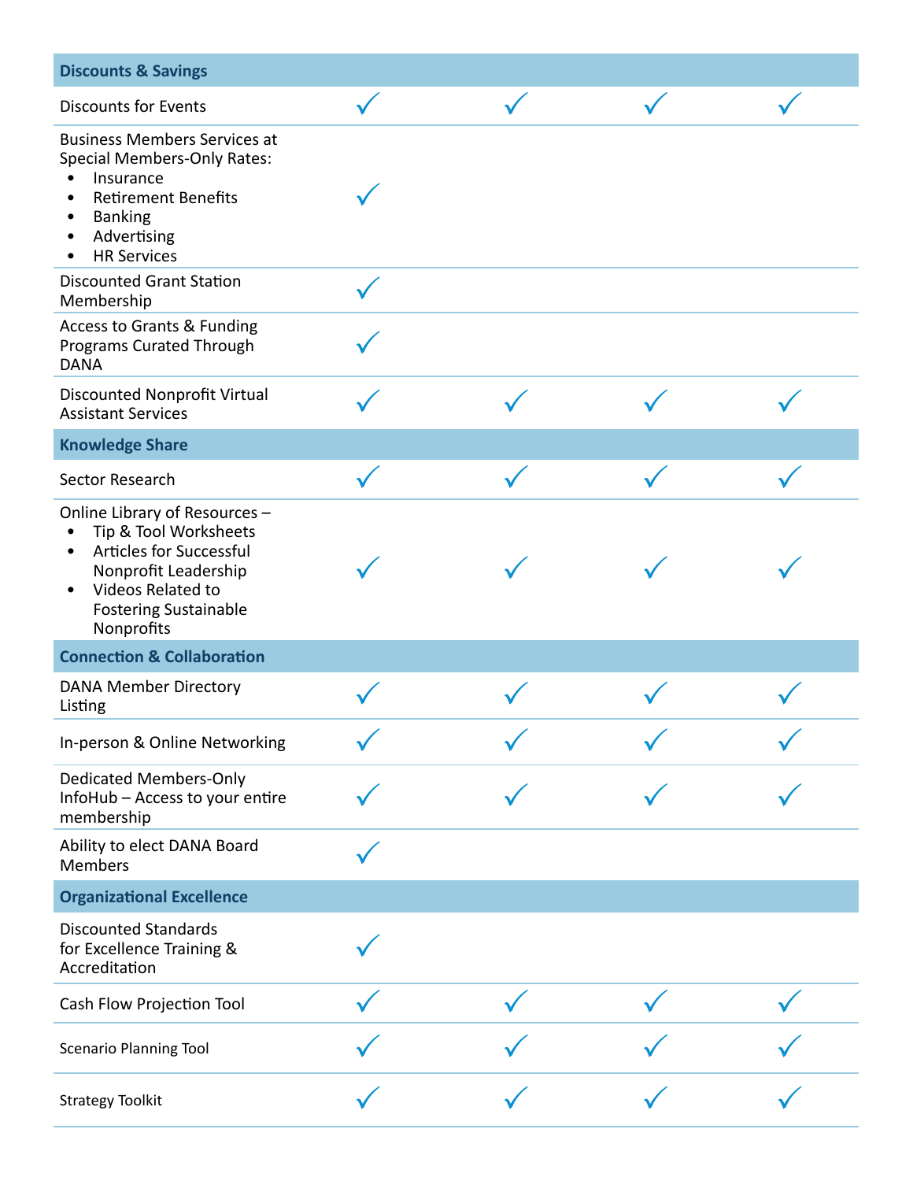| | | | | |
|---|---|---|---|---|
| **Discounts & Savings** | | | | |
| Discounts for Events | ✓ | ✓ | ✓ | ✓ |
| Business Members Services at Special Members-Only Rates:<br>• Insurance<br>• Retirement Benefits<br>• Banking<br>• Advertising<br>• HR Services | ✓ | | | |
| Discounted Grant Station Membership | ✓ | | | |
| Access to Grants & Funding Programs Curated Through DANA | ✓ | | | |
| Discounted Nonprofit Virtual Assistant Services | ✓ | ✓ | ✓ | ✓ |
| **Knowledge Share** | | | | |
| Sector Research | ✓ | ✓ | ✓ | ✓ |
| Online Library of Resources –<br>• Tip & Tool Worksheets<br>• Articles for Successful Nonprofit Leadership<br>• Videos Related to Fostering Sustainable Nonprofits | ✓ | ✓ | ✓ | ✓ |
| **Connection & Collaboration** | | | | |
| DANA Member Directory Listing | ✓ | ✓ | ✓ | ✓ |
| In-person & Online Networking | ✓ | ✓ | ✓ | ✓ |
| Dedicated Members-Only InfoHub – Access to your entire membership | ✓ | ✓ | ✓ | ✓ |
| Ability to elect DANA Board Members | ✓ | | | |
| **Organizational Excellence** | | | | |
| Discounted Standards for Excellence Training & Accreditation | ✓ | | | |
| Cash Flow Projection Tool | ✓ | ✓ | ✓ | ✓ |
| Scenario Planning Tool | ✓ | ✓ | ✓ | ✓ |
| Strategy Toolkit | ✓ | ✓ | ✓ | ✓ |